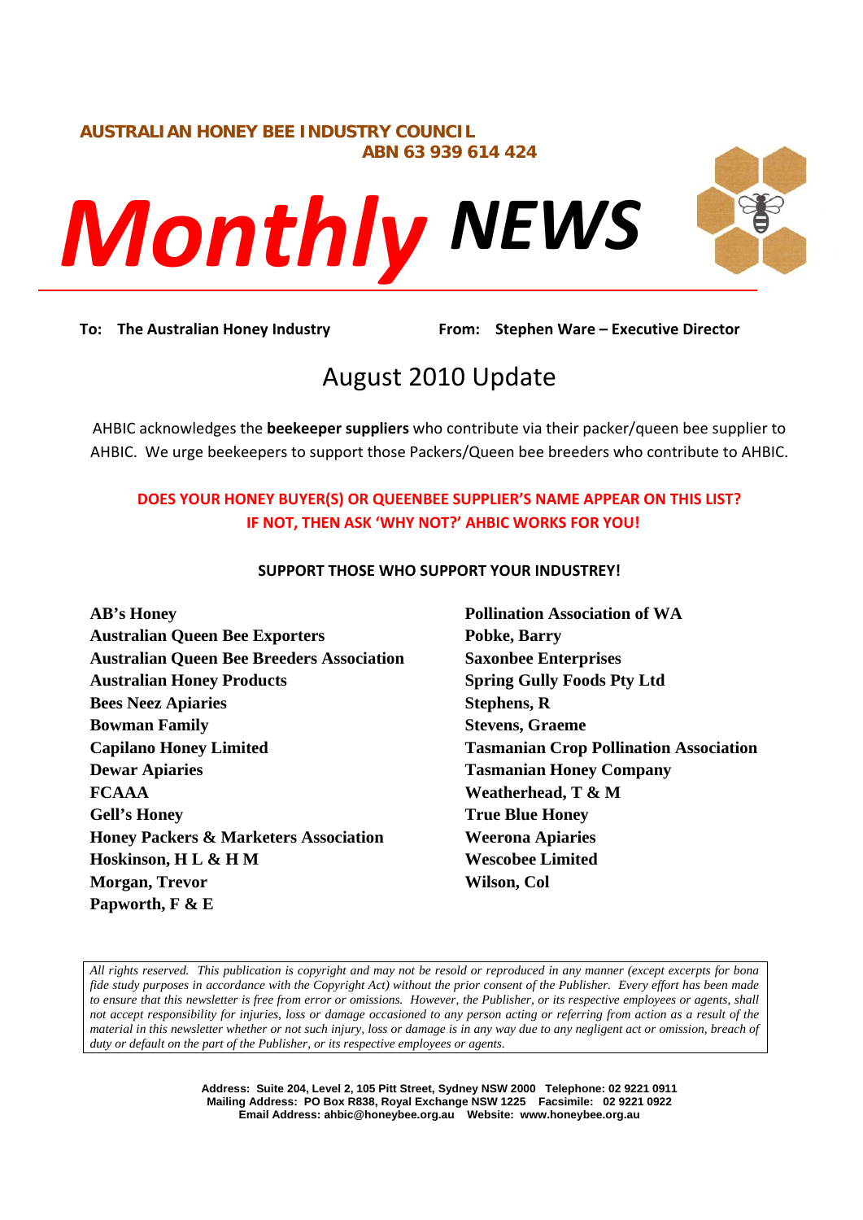**AUSTRALIAN HONEY BEE INDUSTRY COUNCIL**
**ABN 63 939 614 424**

# *Monthly* NEWS

**To: The Australian Honey Industry** **From: Stephen Ware – Executive Director**

## August 2010 Update

AHBIC acknowledges the **beekeeper suppliers** who contribute via their packer/queen bee supplier to AHBIC. We urge beekeepers to support those Packers/Queen bee breeders who contribute to AHBIC.

**DOES YOUR HONEY BUYER(S) OR QUEENBEE SUPPLIER'S NAME APPEAR ON THIS LIST?**
**IF NOT, THEN ASK 'WHY NOT?' AHBIC WORKS FOR YOU!**

**SUPPORT THOSE WHO SUPPORT YOUR INDUSTREY!**

**AB's Honey**
**Australian Queen Bee Exporters**
**Australian Queen Bee Breeders Association**
**Australian Honey Products**
**Bees Neez Apiaries**
**Bowman Family**
**Capilano Honey Limited**
**Dewar Apiaries**
**FCAAA**
**Gell's Honey**
**Honey Packers & Marketers Association**
**Hoskinson, H L & H M**
**Morgan, Trevor**
**Papworth, F & E**
**Pollination Association of WA**
**Pobke, Barry**
**Saxonbee Enterprises**
**Spring Gully Foods Pty Ltd**
**Stephens, R**
**Stevens, Graeme**
**Tasmanian Crop Pollination Association**
**Tasmanian Honey Company**
**Weatherhead, T & M**
**True Blue Honey**
**Weerona Apiaries**
**Wescobee Limited**
**Wilson, Col**

*All rights reserved. This publication is copyright and may not be resold or reproduced in any manner (except excerpts for bona fide study purposes in accordance with the Copyright Act) without the prior consent of the Publisher. Every effort has been made to ensure that this newsletter is free from error or omissions. However, the Publisher, or its respective employees or agents, shall not accept responsibility for injuries, loss or damage occasioned to any person acting or referring from action as a result of the material in this newsletter whether or not such injury, loss or damage is in any way due to any negligent act or omission, breach of duty or default on the part of the Publisher, or its respective employees or agents.*

**Address: Suite 204, Level 2, 105 Pitt Street, Sydney NSW 2000 Telephone: 02 9221 0911**
**Mailing Address: PO Box R838, Royal Exchange NSW 1225 Facsimile: 02 9221 0922**
**Email Address: ahbic@honeybee.org.au Website: www.honeybee.org.au**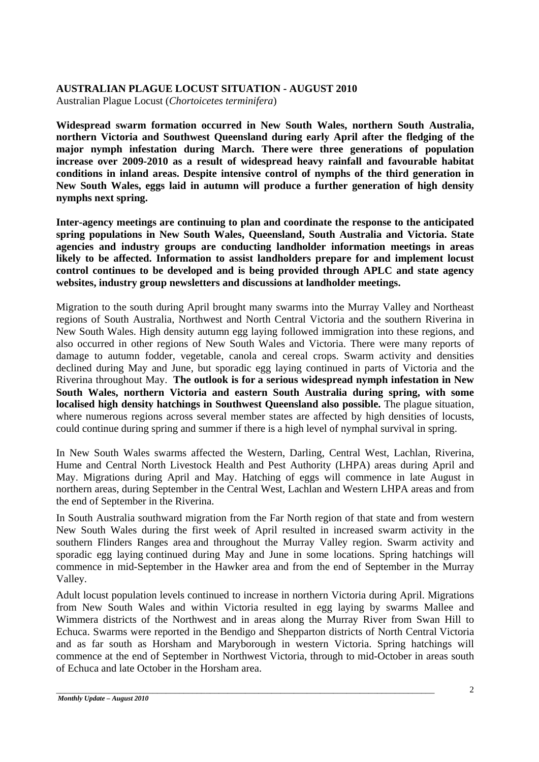**AUSTRALIAN PLAGUE LOCUST SITUATION - AUGUST 2010**

Australian Plague Locust (*Chortoicetes terminifera*)

**Widespread swarm formation occurred in New South Wales, northern South Australia, northern Victoria and Southwest Queensland during early April after the fledging of the major nymph infestation during March. There were three generations of population increase over 2009-2010 as a result of widespread heavy rainfall and favourable habitat conditions in inland areas. Despite intensive control of nymphs of the third generation in New South Wales, eggs laid in autumn will produce a further generation of high density nymphs next spring.**

**Inter-agency meetings are continuing to plan and coordinate the response to the anticipated spring populations in New South Wales, Queensland, South Australia and Victoria. State agencies and industry groups are conducting landholder information meetings in areas likely to be affected. Information to assist landholders prepare for and implement locust control continues to be developed and is being provided through APLC and state agency websites, industry group newsletters and discussions at landholder meetings.**

Migration to the south during April brought many swarms into the Murray Valley and Northeast regions of South Australia, Northwest and North Central Victoria and the southern Riverina in New South Wales. High density autumn egg laying followed immigration into these regions, and also occurred in other regions of New South Wales and Victoria. There were many reports of damage to autumn fodder, vegetable, canola and cereal crops. Swarm activity and densities declined during May and June, but sporadic egg laying continued in parts of Victoria and the Riverina throughout May. **The outlook is for a serious widespread nymph infestation in New South Wales, northern Victoria and eastern South Australia during spring, with some localised high density hatchings in Southwest Queensland also possible.** The plague situation, where numerous regions across several member states are affected by high densities of locusts, could continue during spring and summer if there is a high level of nymphal survival in spring.

In New South Wales swarms affected the Western, Darling, Central West, Lachlan, Riverina, Hume and Central North Livestock Health and Pest Authority (LHPA) areas during April and May. Migrations during April and May. Hatching of eggs will commence in late August in northern areas, during September in the Central West, Lachlan and Western LHPA areas and from the end of September in the Riverina.

In South Australia southward migration from the Far North region of that state and from western New South Wales during the first week of April resulted in increased swarm activity in the southern Flinders Ranges area and throughout the Murray Valley region. Swarm activity and sporadic egg laying continued during May and June in some locations. Spring hatchings will commence in mid-September in the Hawker area and from the end of September in the Murray Valley.

Adult locust population levels continued to increase in northern Victoria during April. Migrations from New South Wales and within Victoria resulted in egg laying by swarms Mallee and Wimmera districts of the Northwest and in areas along the Murray River from Swan Hill to Echuca. Swarms were reported in the Bendigo and Shepparton districts of North Central Victoria and as far south as Horsham and Maryborough in western Victoria. Spring hatchings will commence at the end of September in Northwest Victoria, through to mid-October in areas south of Echuca and late October in the Horsham area.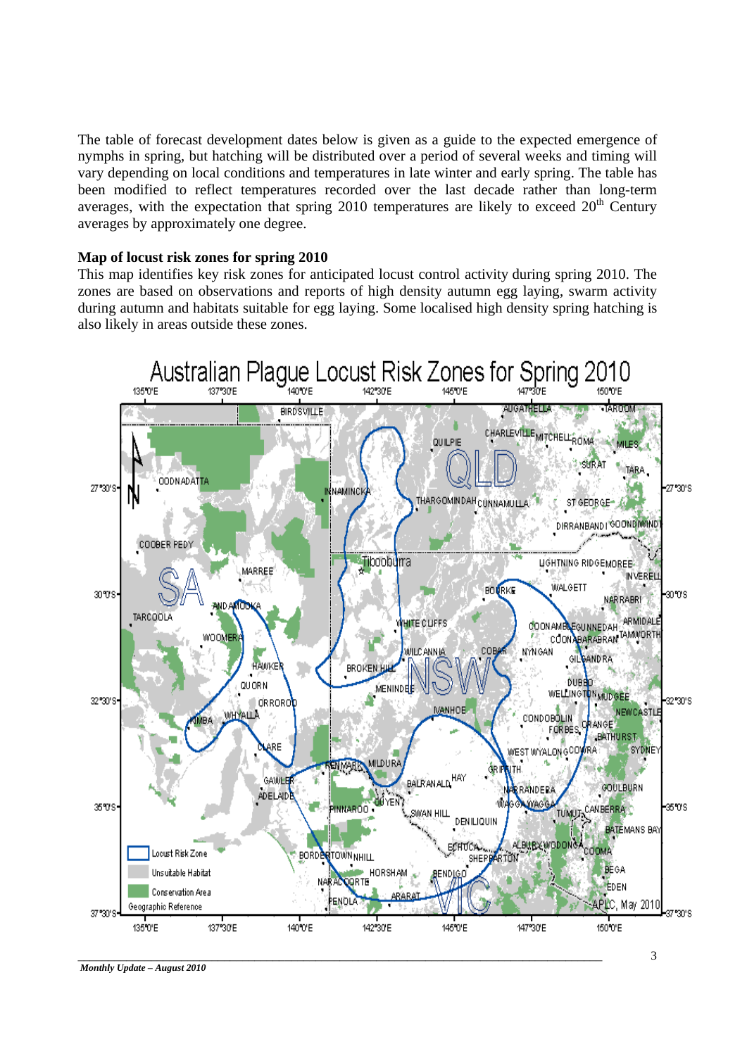The table of forecast development dates below is given as a guide to the expected emergence of nymphs in spring, but hatching will be distributed over a period of several weeks and timing will vary depending on local conditions and temperatures in late winter and early spring. The table has been modified to reflect temperatures recorded over the last decade rather than long-term averages, with the expectation that spring 2010 temperatures are likely to exceed 20th Century averages by approximately one degree.

**Map of locust risk zones for spring 2010**

This map identifies key risk zones for anticipated locust control activity during spring 2010. The zones are based on observations and reports of high density autumn egg laying, swarm activity during autumn and habitats suitable for egg laying. Some localised high density spring hatching is also likely in areas outside these zones.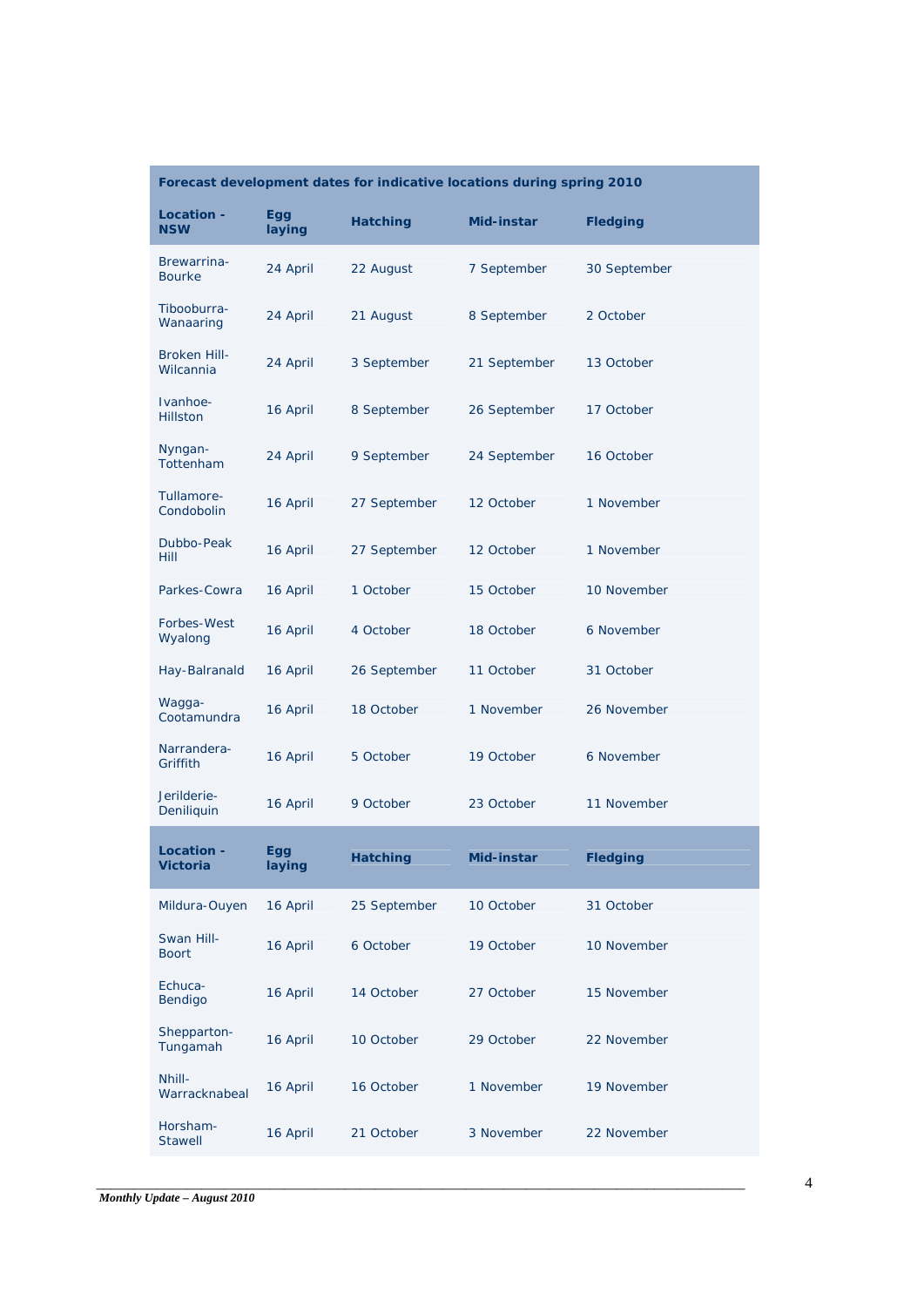**Forecast development dates for indicative locations during spring 2010**

| Location - NSW | Egg laying | Hatching | Mid-instar | Fledging |
|---|---|---|---|---|
| Brewarrina-Bourke | 24 April | 22 August | 7 September | 30 September |
| Tibooburra-Wanaaring | 24 April | 21 August | 8 September | 2 October |
| Broken Hill-Wilcannia | 24 April | 3 September | 21 September | 13 October |
| Ivanhoe-Hillston | 16 April | 8 September | 26 September | 17 October |
| Nyngan-Tottenham | 24 April | 9 September | 24 September | 16 October |
| Tullamore-Condobolin | 16 April | 27 September | 12 October | 1 November |
| Dubbo-Peak Hill | 16 April | 27 September | 12 October | 1 November |
| Parkes-Cowra | 16 April | 1 October | 15 October | 10 November |
| Forbes-West Wyalong | 16 April | 4 October | 18 October | 6 November |
| Hay-Balranald | 16 April | 26 September | 11 October | 31 October |
| Wagga-Cootamundra | 16 April | 18 October | 1 November | 26 November |
| Narrandera-Griffith | 16 April | 5 October | 19 October | 6 November |
| Jerilderie-Deniliquin | 16 April | 9 October | 23 October | 11 November |
| **Location - Victoria** | **Egg laying** | **Hatching** | **Mid-instar** | **Fledging** |
| Mildura-Ouyen | 16 April | 25 September | 10 October | 31 October |
| Swan Hill-Boort | 16 April | 6 October | 19 October | 10 November |
| Echuca-Bendigo | 16 April | 14 October | 27 October | 15 November |
| Shepparton-Tungamah | 16 April | 10 October | 29 October | 22 November |
| Nhill-Warracknabeal | 16 April | 16 October | 1 November | 19 November |
| Horsham-Stawell | 16 April | 21 October | 3 November | 22 November |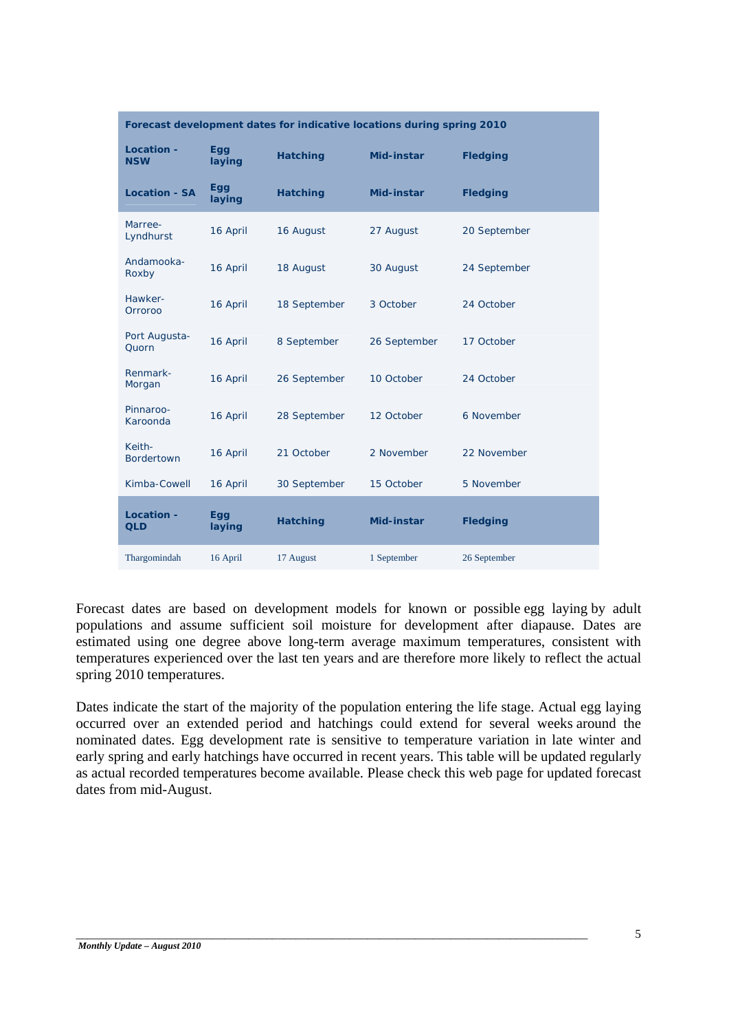| Forecast development dates for indicative locations during spring 2010 | | | | |
|---|---|---|---|---|
| **Location - NSW** | **Egg laying** | **Hatching** | **Mid-instar** | **Fledging** |
| **Location - SA** | **Egg laying** | **Hatching** | **Mid-instar** | **Fledging** |
| Marree-Lyndhurst | 16 April | 16 August | 27 August | 20 September |
| Andamooka-Roxby | 16 April | 18 August | 30 August | 24 September |
| Hawker-Orroroo | 16 April | 18 September | 3 October | 24 October |
| Port Augusta-Quorn | 16 April | 8 September | 26 September | 17 October |
| Renmark-Morgan | 16 April | 26 September | 10 October | 24 October |
| Pinnaroo-Karoonda | 16 April | 28 September | 12 October | 6 November |
| Keith-Bordertown | 16 April | 21 October | 2 November | 22 November |
| Kimba-Cowell | 16 April | 30 September | 15 October | 5 November |
| **Location - QLD** | **Egg laying** | **Hatching** | **Mid-instar** | **Fledging** |
| Thargomindah | 16 April | 17 August | 1 September | 26 September |

Forecast dates are based on development models for known or possible egg laying by adult populations and assume sufficient soil moisture for development after diapause. Dates are estimated using one degree above long-term average maximum temperatures, consistent with temperatures experienced over the last ten years and are therefore more likely to reflect the actual spring 2010 temperatures.

Dates indicate the start of the majority of the population entering the life stage. Actual egg laying occurred over an extended period and hatchings could extend for several weeks around the nominated dates. Egg development rate is sensitive to temperature variation in late winter and early spring and early hatchings have occurred in recent years. This table will be updated regularly as actual recorded temperatures become available. Please check this web page for updated forecast dates from mid-August.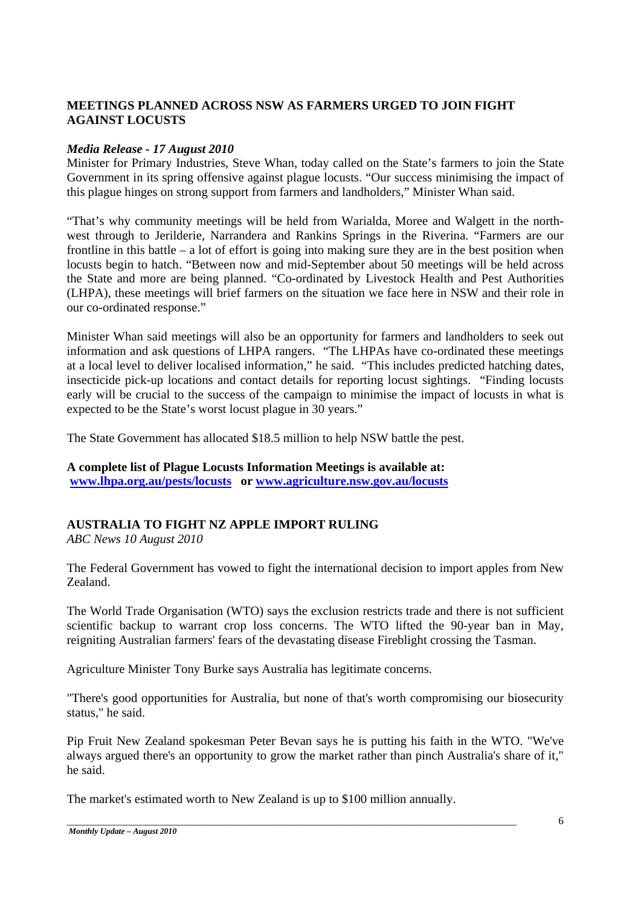## MEETINGS PLANNED ACROSS NSW AS FARMERS URGED TO JOIN FIGHT AGAINST LOCUSTS

***Media Release - 17 August 2010***

Minister for Primary Industries, Steve Whan, today called on the State's farmers to join the State Government in its spring offensive against plague locusts. "Our success minimising the impact of this plague hinges on strong support from farmers and landholders," Minister Whan said.

"That's why community meetings will be held from Warialda, Moree and Walgett in the north-west through to Jerilderie, Narrandera and Rankins Springs in the Riverina. "Farmers are our frontline in this battle – a lot of effort is going into making sure they are in the best position when locusts begin to hatch. "Between now and mid-September about 50 meetings will be held across the State and more are being planned. "Co-ordinated by Livestock Health and Pest Authorities (LHPA), these meetings will brief farmers on the situation we face here in NSW and their role in our co-ordinated response."

Minister Whan said meetings will also be an opportunity for farmers and landholders to seek out information and ask questions of LHPA rangers. "The LHPAs have co-ordinated these meetings at a local level to deliver localised information," he said. "This includes predicted hatching dates, insecticide pick-up locations and contact details for reporting locust sightings. "Finding locusts early will be crucial to the success of the campaign to minimise the impact of locusts in what is expected to be the State's worst locust plague in 30 years."

The State Government has allocated $18.5 million to help NSW battle the pest.

**A complete list of Plague Locusts Information Meetings is available at:**
**[www.lhpa.org.au/pests/locusts](www.lhpa.org.au/pests/locusts) or [www.agriculture.nsw.gov.au/locusts](www.agriculture.nsw.gov.au/locusts)**

## AUSTRALIA TO FIGHT NZ APPLE IMPORT RULING

*ABC News 10 August 2010*

The Federal Government has vowed to fight the international decision to import apples from New Zealand.

The World Trade Organisation (WTO) says the exclusion restricts trade and there is not sufficient scientific backup to warrant crop loss concerns. The WTO lifted the 90-year ban in May, reigniting Australian farmers' fears of the devastating disease Fireblight crossing the Tasman.

Agriculture Minister Tony Burke says Australia has legitimate concerns.

"There's good opportunities for Australia, but none of that's worth compromising our biosecurity status," he said.

Pip Fruit New Zealand spokesman Peter Bevan says he is putting his faith in the WTO. "We've always argued there's an opportunity to grow the market rather than pinch Australia's share of it," he said.

The market's estimated worth to New Zealand is up to $100 million annually.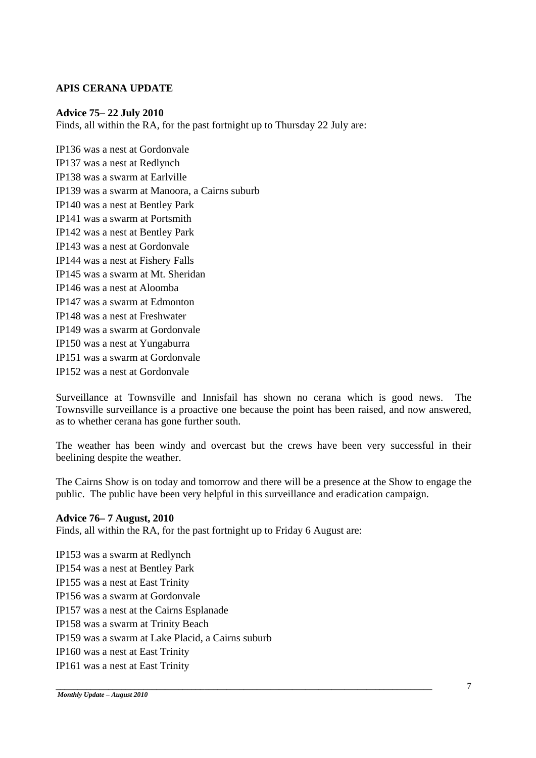## APIS CERANA UPDATE

**Advice 75– 22 July 2010**

Finds, all within the RA, for the past fortnight up to Thursday 22 July are:

IP136 was a nest at Gordonvale
IP137 was a nest at Redlynch
IP138 was a swarm at Earlville
IP139 was a swarm at Manoora, a Cairns suburb
IP140 was a nest at Bentley Park
IP141 was a swarm at Portsmith
IP142 was a nest at Bentley Park
IP143 was a nest at Gordonvale
IP144 was a nest at Fishery Falls
IP145 was a swarm at Mt. Sheridan
IP146 was a nest at Aloomba
IP147 was a swarm at Edmonton
IP148 was a nest at Freshwater
IP149 was a swarm at Gordonvale
IP150 was a nest at Yungaburra
IP151 was a swarm at Gordonvale
IP152 was a nest at Gordonvale

Surveillance at Townsville and Innisfail has shown no cerana which is good news. The Townsville surveillance is a proactive one because the point has been raised, and now answered, as to whether cerana has gone further south.

The weather has been windy and overcast but the crews have been very successful in their beelining despite the weather.

The Cairns Show is on today and tomorrow and there will be a presence at the Show to engage the public. The public have been very helpful in this surveillance and eradication campaign.

**Advice 76– 7 August, 2010**

Finds, all within the RA, for the past fortnight up to Friday 6 August are:

IP153 was a swarm at Redlynch
IP154 was a nest at Bentley Park
IP155 was a nest at East Trinity
IP156 was a swarm at Gordonvale
IP157 was a nest at the Cairns Esplanade
IP158 was a swarm at Trinity Beach
IP159 was a swarm at Lake Placid, a Cairns suburb
IP160 was a nest at East Trinity
IP161 was a nest at East Trinity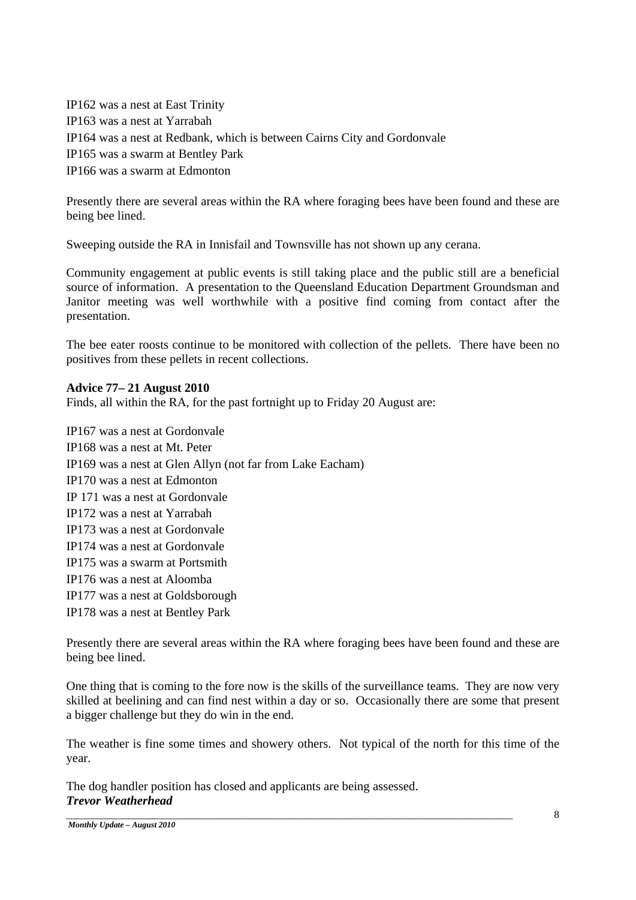IP162 was a nest at East Trinity
IP163 was a nest at Yarrabah
IP164 was a nest at Redbank, which is between Cairns City and Gordonvale
IP165 was a swarm at Bentley Park
IP166 was a swarm at Edmonton

Presently there are several areas within the RA where foraging bees have been found and these are being bee lined.

Sweeping outside the RA in Innisfail and Townsville has not shown up any cerana.

Community engagement at public events is still taking place and the public still are a beneficial source of information. A presentation to the Queensland Education Department Groundsman and Janitor meeting was well worthwhile with a positive find coming from contact after the presentation.

The bee eater roosts continue to be monitored with collection of the pellets. There have been no positives from these pellets in recent collections.

**Advice 77– 21 August 2010**

Finds, all within the RA, for the past fortnight up to Friday 20 August are:

IP167 was a nest at Gordonvale
IP168 was a nest at Mt. Peter
IP169 was a nest at Glen Allyn (not far from Lake Eacham)
IP170 was a nest at Edmonton
IP 171 was a nest at Gordonvale
IP172 was a nest at Yarrabah
IP173 was a nest at Gordonvale
IP174 was a nest at Gordonvale
IP175 was a swarm at Portsmith
IP176 was a nest at Aloomba
IP177 was a nest at Goldsborough
IP178 was a nest at Bentley Park

Presently there are several areas within the RA where foraging bees have been found and these are being bee lined.

One thing that is coming to the fore now is the skills of the surveillance teams. They are now very skilled at beelining and can find nest within a day or so. Occasionally there are some that present a bigger challenge but they do win in the end.

The weather is fine some times and showery others. Not typical of the north for this time of the year.

The dog handler position has closed and applicants are being assessed.

***Trevor Weatherhead***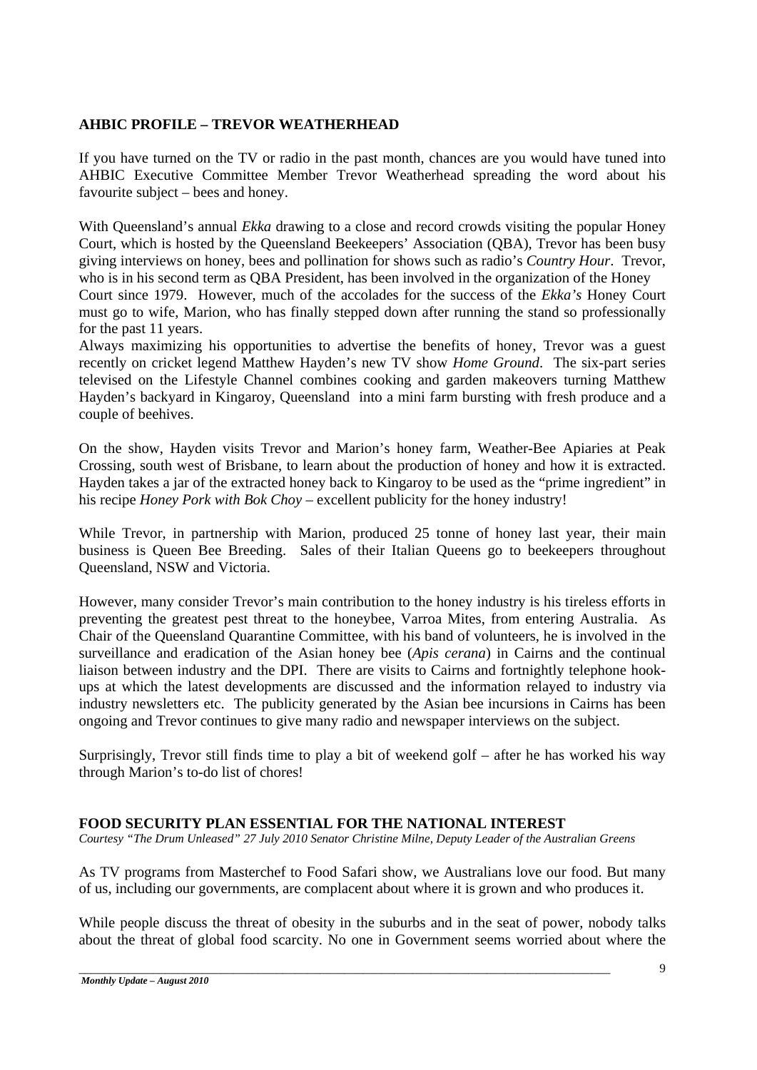## AHBIC PROFILE – TREVOR WEATHERHEAD

If you have turned on the TV or radio in the past month, chances are you would have tuned into AHBIC Executive Committee Member Trevor Weatherhead spreading the word about his favourite subject – bees and honey.

With Queensland's annual *Ekka* drawing to a close and record crowds visiting the popular Honey Court, which is hosted by the Queensland Beekeepers' Association (QBA), Trevor has been busy giving interviews on honey, bees and pollination for shows such as radio's *Country Hour*. Trevor, who is in his second term as QBA President, has been involved in the organization of the Honey Court since 1979. However, much of the accolades for the success of the *Ekka's* Honey Court must go to wife, Marion, who has finally stepped down after running the stand so professionally for the past 11 years.

Always maximizing his opportunities to advertise the benefits of honey, Trevor was a guest recently on cricket legend Matthew Hayden's new TV show *Home Ground*. The six-part series televised on the Lifestyle Channel combines cooking and garden makeovers turning Matthew Hayden's backyard in Kingaroy, Queensland into a mini farm bursting with fresh produce and a couple of beehives.

On the show, Hayden visits Trevor and Marion's honey farm, Weather-Bee Apiaries at Peak Crossing, south west of Brisbane, to learn about the production of honey and how it is extracted. Hayden takes a jar of the extracted honey back to Kingaroy to be used as the "prime ingredient" in his recipe *Honey Pork with Bok Choy* – excellent publicity for the honey industry!

While Trevor, in partnership with Marion, produced 25 tonne of honey last year, their main business is Queen Bee Breeding. Sales of their Italian Queens go to beekeepers throughout Queensland, NSW and Victoria.

However, many consider Trevor's main contribution to the honey industry is his tireless efforts in preventing the greatest pest threat to the honeybee, Varroa Mites, from entering Australia. As Chair of the Queensland Quarantine Committee, with his band of volunteers, he is involved in the surveillance and eradication of the Asian honey bee (*Apis cerana*) in Cairns and the continual liaison between industry and the DPI. There are visits to Cairns and fortnightly telephone hook-ups at which the latest developments are discussed and the information relayed to industry via industry newsletters etc. The publicity generated by the Asian bee incursions in Cairns has been ongoing and Trevor continues to give many radio and newspaper interviews on the subject.

Surprisingly, Trevor still finds time to play a bit of weekend golf – after he has worked his way through Marion's to-do list of chores!

## FOOD SECURITY PLAN ESSENTIAL FOR THE NATIONAL INTEREST

*Courtesy "The Drum Unleased" 27 July 2010 Senator Christine Milne, Deputy Leader of the Australian Greens*

As TV programs from Masterchef to Food Safari show, we Australians love our food. But many of us, including our governments, are complacent about where it is grown and who produces it.

While people discuss the threat of obesity in the suburbs and in the seat of power, nobody talks about the threat of global food scarcity. No one in Government seems worried about where the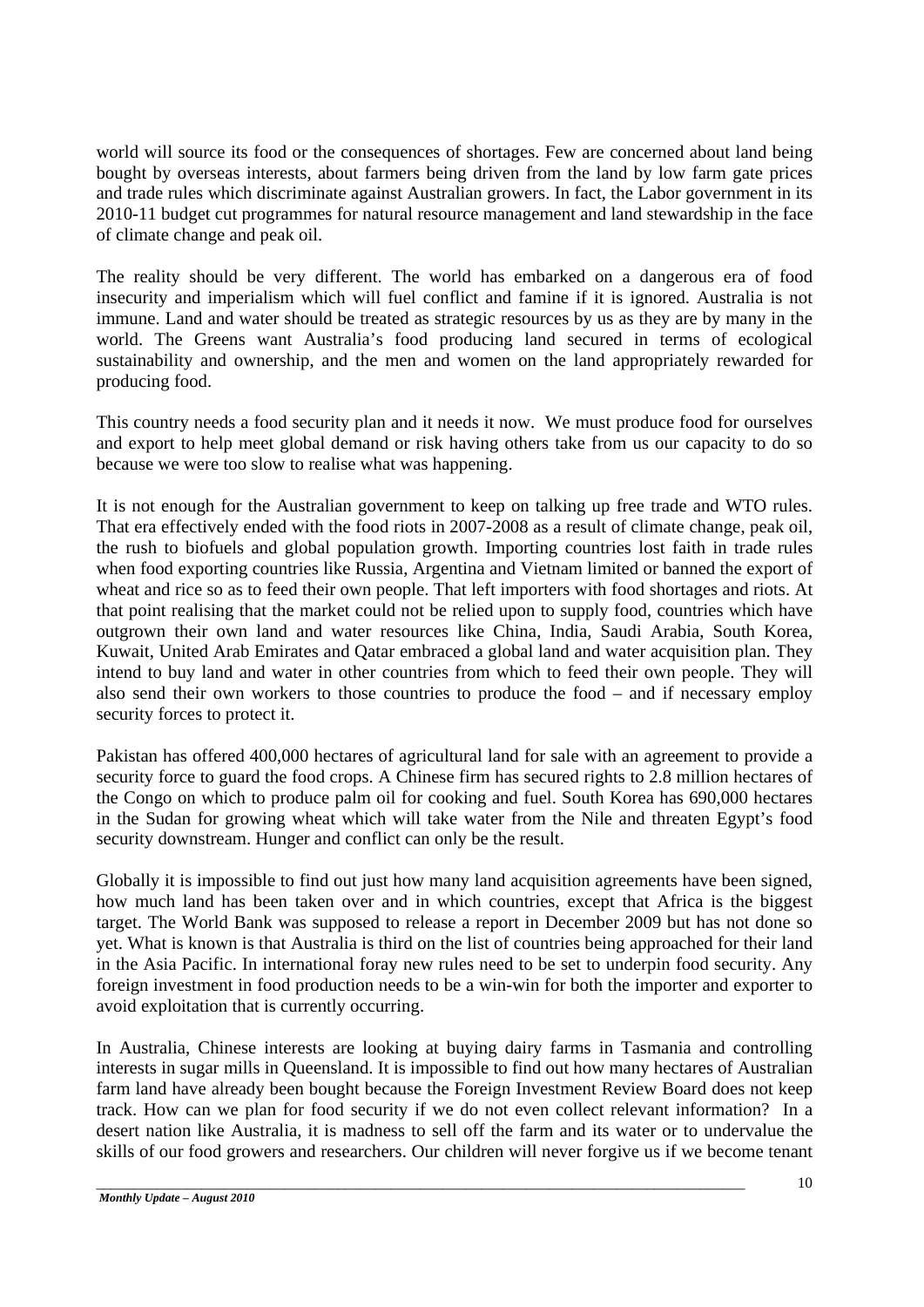world will source its food or the consequences of shortages. Few are concerned about land being bought by overseas interests, about farmers being driven from the land by low farm gate prices and trade rules which discriminate against Australian growers. In fact, the Labor government in its 2010-11 budget cut programmes for natural resource management and land stewardship in the face of climate change and peak oil.

The reality should be very different. The world has embarked on a dangerous era of food insecurity and imperialism which will fuel conflict and famine if it is ignored. Australia is not immune. Land and water should be treated as strategic resources by us as they are by many in the world. The Greens want Australia's food producing land secured in terms of ecological sustainability and ownership, and the men and women on the land appropriately rewarded for producing food.

This country needs a food security plan and it needs it now. We must produce food for ourselves and export to help meet global demand or risk having others take from us our capacity to do so because we were too slow to realise what was happening.

It is not enough for the Australian government to keep on talking up free trade and WTO rules. That era effectively ended with the food riots in 2007-2008 as a result of climate change, peak oil, the rush to biofuels and global population growth. Importing countries lost faith in trade rules when food exporting countries like Russia, Argentina and Vietnam limited or banned the export of wheat and rice so as to feed their own people. That left importers with food shortages and riots. At that point realising that the market could not be relied upon to supply food, countries which have outgrown their own land and water resources like China, India, Saudi Arabia, South Korea, Kuwait, United Arab Emirates and Qatar embraced a global land and water acquisition plan. They intend to buy land and water in other countries from which to feed their own people. They will also send their own workers to those countries to produce the food – and if necessary employ security forces to protect it.

Pakistan has offered 400,000 hectares of agricultural land for sale with an agreement to provide a security force to guard the food crops. A Chinese firm has secured rights to 2.8 million hectares of the Congo on which to produce palm oil for cooking and fuel. South Korea has 690,000 hectares in the Sudan for growing wheat which will take water from the Nile and threaten Egypt's food security downstream. Hunger and conflict can only be the result.

Globally it is impossible to find out just how many land acquisition agreements have been signed, how much land has been taken over and in which countries, except that Africa is the biggest target. The World Bank was supposed to release a report in December 2009 but has not done so yet. What is known is that Australia is third on the list of countries being approached for their land in the Asia Pacific. In international foray new rules need to be set to underpin food security. Any foreign investment in food production needs to be a win-win for both the importer and exporter to avoid exploitation that is currently occurring.

In Australia, Chinese interests are looking at buying dairy farms in Tasmania and controlling interests in sugar mills in Queensland. It is impossible to find out how many hectares of Australian farm land have already been bought because the Foreign Investment Review Board does not keep track. How can we plan for food security if we do not even collect relevant information? In a desert nation like Australia, it is madness to sell off the farm and its water or to undervalue the skills of our food growers and researchers. Our children will never forgive us if we become tenant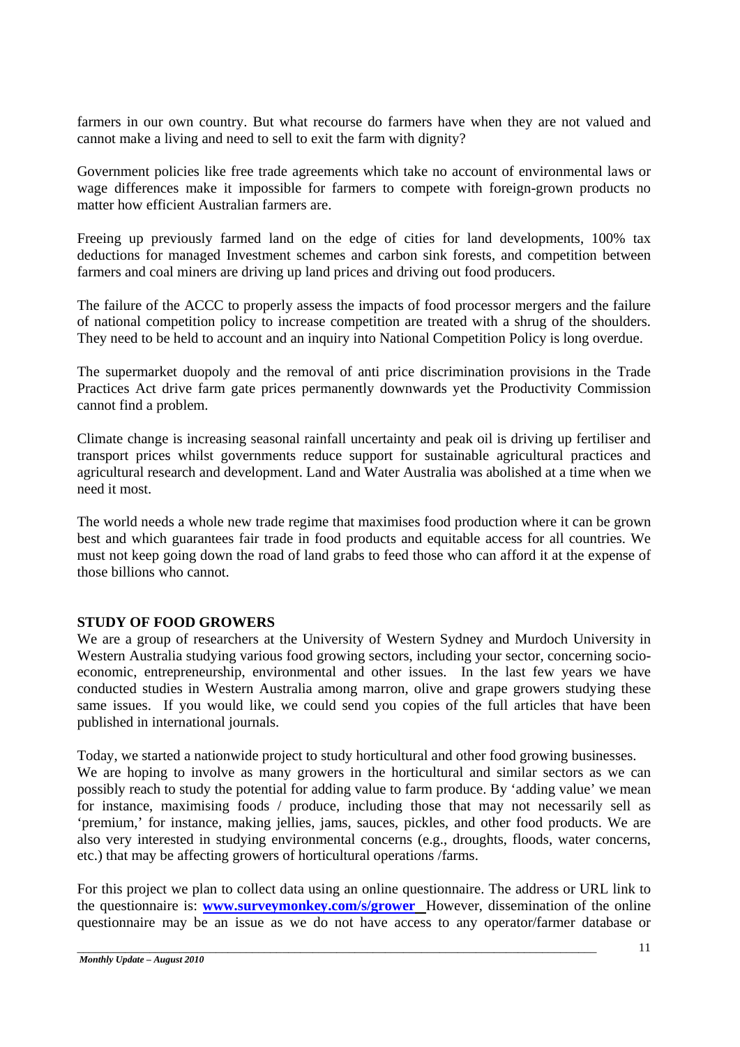farmers in our own country. But what recourse do farmers have when they are not valued and cannot make a living and need to sell to exit the farm with dignity?

Government policies like free trade agreements which take no account of environmental laws or wage differences make it impossible for farmers to compete with foreign-grown products no matter how efficient Australian farmers are.

Freeing up previously farmed land on the edge of cities for land developments, 100% tax deductions for managed Investment schemes and carbon sink forests, and competition between farmers and coal miners are driving up land prices and driving out food producers.

The failure of the ACCC to properly assess the impacts of food processor mergers and the failure of national competition policy to increase competition are treated with a shrug of the shoulders. They need to be held to account and an inquiry into National Competition Policy is long overdue.

The supermarket duopoly and the removal of anti price discrimination provisions in the Trade Practices Act drive farm gate prices permanently downwards yet the Productivity Commission cannot find a problem.

Climate change is increasing seasonal rainfall uncertainty and peak oil is driving up fertiliser and transport prices whilst governments reduce support for sustainable agricultural practices and agricultural research and development. Land and Water Australia was abolished at a time when we need it most.

The world needs a whole new trade regime that maximises food production where it can be grown best and which guarantees fair trade in food products and equitable access for all countries. We must not keep going down the road of land grabs to feed those who can afford it at the expense of those billions who cannot.

**STUDY OF FOOD GROWERS**

We are a group of researchers at the University of Western Sydney and Murdoch University in Western Australia studying various food growing sectors, including your sector, concerning socio-economic, entrepreneurship, environmental and other issues. In the last few years we have conducted studies in Western Australia among marron, olive and grape growers studying these same issues. If you would like, we could send you copies of the full articles that have been published in international journals.

Today, we started a nationwide project to study horticultural and other food growing businesses. We are hoping to involve as many growers in the horticultural and similar sectors as we can possibly reach to study the potential for adding value to farm produce. By 'adding value' we mean for instance, maximising foods / produce, including those that may not necessarily sell as 'premium,' for instance, making jellies, jams, sauces, pickles, and other food products. We are also very interested in studying environmental concerns (e.g., droughts, floods, water concerns, etc.) that may be affecting growers of horticultural operations /farms.

For this project we plan to collect data using an online questionnaire. The address or URL link to the questionnaire is: **www.surveymonkey.com/s/grower** However, dissemination of the online questionnaire may be an issue as we do not have access to any operator/farmer database or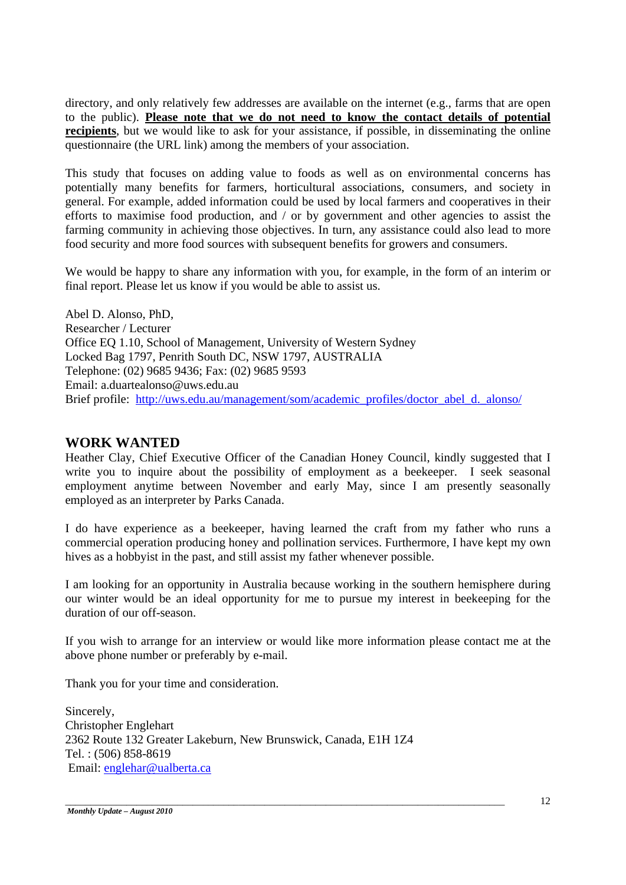directory, and only relatively few addresses are available on the internet (e.g., farms that are open to the public). **Please note that we do not need to know the contact details of potential recipients**, but we would like to ask for your assistance, if possible, in disseminating the online questionnaire (the URL link) among the members of your association.

This study that focuses on adding value to foods as well as on environmental concerns has potentially many benefits for farmers, horticultural associations, consumers, and society in general. For example, added information could be used by local farmers and cooperatives in their efforts to maximise food production, and / or by government and other agencies to assist the farming community in achieving those objectives. In turn, any assistance could also lead to more food security and more food sources with subsequent benefits for growers and consumers.

We would be happy to share any information with you, for example, in the form of an interim or final report. Please let us know if you would be able to assist us.

Abel D. Alonso, PhD,
Researcher / Lecturer
Office EQ 1.10, School of Management, University of Western Sydney
Locked Bag 1797, Penrith South DC, NSW 1797, AUSTRALIA
Telephone: (02) 9685 9436; Fax: (02) 9685 9593
Email: a.duartealonso@uws.edu.au
Brief profile: http://uws.edu.au/management/som/academic_profiles/doctor_abel_d._alonso/

## WORK WANTED

Heather Clay, Chief Executive Officer of the Canadian Honey Council, kindly suggested that I write you to inquire about the possibility of employment as a beekeeper. I seek seasonal employment anytime between November and early May, since I am presently seasonally employed as an interpreter by Parks Canada.

I do have experience as a beekeeper, having learned the craft from my father who runs a commercial operation producing honey and pollination services. Furthermore, I have kept my own hives as a hobbyist in the past, and still assist my father whenever possible.

I am looking for an opportunity in Australia because working in the southern hemisphere during our winter would be an ideal opportunity for me to pursue my interest in beekeeping for the duration of our off-season.

If you wish to arrange for an interview or would like more information please contact me at the above phone number or preferably by e-mail.

Thank you for your time and consideration.

Sincerely,
Christopher Englehart
2362 Route 132 Greater Lakeburn, New Brunswick, Canada, E1H 1Z4
Tel. : (506) 858-8619
Email: englehar@ualberta.ca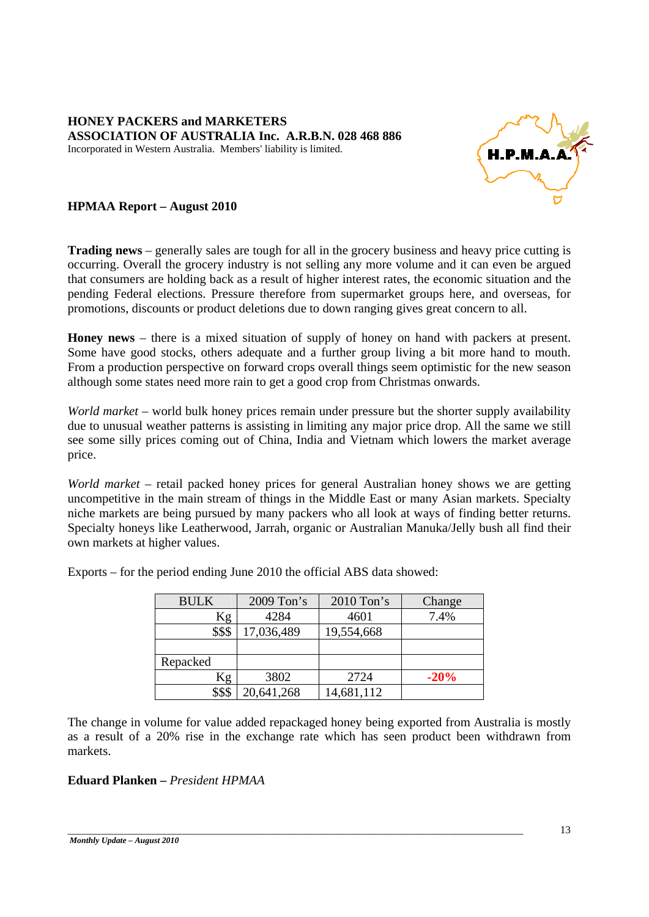**HONEY PACKERS and MARKETERS**
**ASSOCIATION OF AUSTRALIA Inc. A.R.B.N. 028 468 886**
Incorporated in Western Australia. Members' liability is limited.

**HPMAA Report – August 2010**

**Trading news** – generally sales are tough for all in the grocery business and heavy price cutting is occurring. Overall the grocery industry is not selling any more volume and it can even be argued that consumers are holding back as a result of higher interest rates, the economic situation and the pending Federal elections. Pressure therefore from supermarket groups here, and overseas, for promotions, discounts or product deletions due to down ranging gives great concern to all.

**Honey news** – there is a mixed situation of supply of honey on hand with packers at present. Some have good stocks, others adequate and a further group living a bit more hand to mouth. From a production perspective on forward crops overall things seem optimistic for the new season although some states need more rain to get a good crop from Christmas onwards.

*World market* – world bulk honey prices remain under pressure but the shorter supply availability due to unusual weather patterns is assisting in limiting any major price drop. All the same we still see some silly prices coming out of China, India and Vietnam which lowers the market average price.

*World market* – retail packed honey prices for general Australian honey shows we are getting uncompetitive in the main stream of things in the Middle East or many Asian markets. Specialty niche markets are being pursued by many packers who all look at ways of finding better returns. Specialty honeys like Leatherwood, Jarrah, organic or Australian Manuka/Jelly bush all find their own markets at higher values.

Exports – for the period ending June 2010 the official ABS data showed:

| BULK | 2009 Ton's | 2010 Ton's | Change |
|---|---|---|---|
| Kg | 4284 | 4601 | 7.4% |
| $$$ | 17,036,489 | 19,554,668 | |
| | | | |
| Repacked | | | |
| Kg | 3802 | 2724 | **-20%** |
| $$$ | 20,641,268 | 14,681,112 | |

The change in volume for value added repackaged honey being exported from Australia is mostly as a result of a 20% rise in the exchange rate which has seen product been withdrawn from markets.

**Eduard Planken –** *President HPMAA*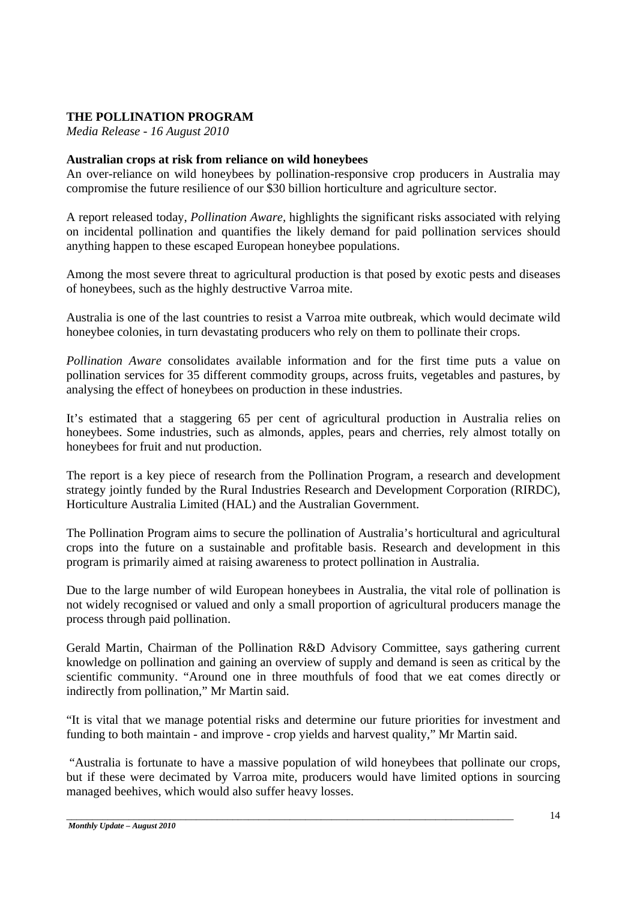## THE POLLINATION PROGRAM

*Media Release - 16 August 2010*

### Australian crops at risk from reliance on wild honeybees

An over-reliance on wild honeybees by pollination-responsive crop producers in Australia may compromise the future resilience of our $30 billion horticulture and agriculture sector.

A report released today, *Pollination Aware*, highlights the significant risks associated with relying on incidental pollination and quantifies the likely demand for paid pollination services should anything happen to these escaped European honeybee populations.

Among the most severe threat to agricultural production is that posed by exotic pests and diseases of honeybees, such as the highly destructive Varroa mite.

Australia is one of the last countries to resist a Varroa mite outbreak, which would decimate wild honeybee colonies, in turn devastating producers who rely on them to pollinate their crops.

*Pollination Aware* consolidates available information and for the first time puts a value on pollination services for 35 different commodity groups, across fruits, vegetables and pastures, by analysing the effect of honeybees on production in these industries.

It's estimated that a staggering 65 per cent of agricultural production in Australia relies on honeybees. Some industries, such as almonds, apples, pears and cherries, rely almost totally on honeybees for fruit and nut production.

The report is a key piece of research from the Pollination Program, a research and development strategy jointly funded by the Rural Industries Research and Development Corporation (RIRDC), Horticulture Australia Limited (HAL) and the Australian Government.

The Pollination Program aims to secure the pollination of Australia's horticultural and agricultural crops into the future on a sustainable and profitable basis. Research and development in this program is primarily aimed at raising awareness to protect pollination in Australia.

Due to the large number of wild European honeybees in Australia, the vital role of pollination is not widely recognised or valued and only a small proportion of agricultural producers manage the process through paid pollination.

Gerald Martin, Chairman of the Pollination R&D Advisory Committee, says gathering current knowledge on pollination and gaining an overview of supply and demand is seen as critical by the scientific community. "Around one in three mouthfuls of food that we eat comes directly or indirectly from pollination," Mr Martin said.

"It is vital that we manage potential risks and determine our future priorities for investment and funding to both maintain - and improve - crop yields and harvest quality," Mr Martin said.

"Australia is fortunate to have a massive population of wild honeybees that pollinate our crops, but if these were decimated by Varroa mite, producers would have limited options in sourcing managed beehives, which would also suffer heavy losses.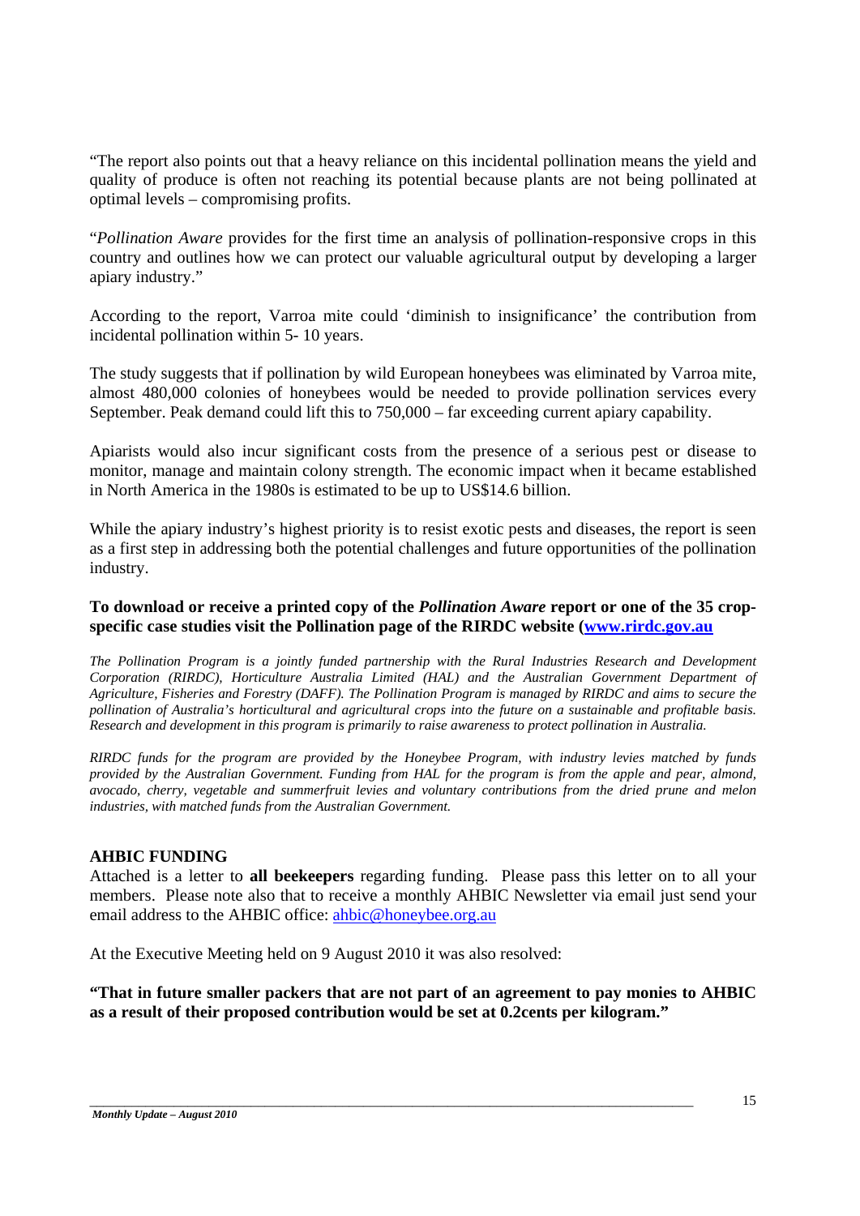"The report also points out that a heavy reliance on this incidental pollination means the yield and quality of produce is often not reaching its potential because plants are not being pollinated at optimal levels – compromising profits.

"*Pollination Aware* provides for the first time an analysis of pollination-responsive crops in this country and outlines how we can protect our valuable agricultural output by developing a larger apiary industry."

According to the report, Varroa mite could 'diminish to insignificance' the contribution from incidental pollination within 5- 10 years.

The study suggests that if pollination by wild European honeybees was eliminated by Varroa mite, almost 480,000 colonies of honeybees would be needed to provide pollination services every September. Peak demand could lift this to 750,000 – far exceeding current apiary capability.

Apiarists would also incur significant costs from the presence of a serious pest or disease to monitor, manage and maintain colony strength. The economic impact when it became established in North America in the 1980s is estimated to be up to US$14.6 billion.

While the apiary industry's highest priority is to resist exotic pests and diseases, the report is seen as a first step in addressing both the potential challenges and future opportunities of the pollination industry.

**To download or receive a printed copy of the *Pollination Aware* report or one of the 35 crop-specific case studies visit the Pollination page of the RIRDC website (www.rirdc.gov.au**

*The Pollination Program is a jointly funded partnership with the Rural Industries Research and Development Corporation (RIRDC), Horticulture Australia Limited (HAL) and the Australian Government Department of Agriculture, Fisheries and Forestry (DAFF). The Pollination Program is managed by RIRDC and aims to secure the pollination of Australia's horticultural and agricultural crops into the future on a sustainable and profitable basis. Research and development in this program is primarily to raise awareness to protect pollination in Australia.*

*RIRDC funds for the program are provided by the Honeybee Program, with industry levies matched by funds provided by the Australian Government. Funding from HAL for the program is from the apple and pear, almond, avocado, cherry, vegetable and summerfruit levies and voluntary contributions from the dried prune and melon industries, with matched funds from the Australian Government.*

## AHBIC FUNDING

Attached is a letter to **all beekeepers** regarding funding. Please pass this letter on to all your members. Please note also that to receive a monthly AHBIC Newsletter via email just send your email address to the AHBIC office: ahbic@honeybee.org.au

At the Executive Meeting held on 9 August 2010 it was also resolved:

**"That in future smaller packers that are not part of an agreement to pay monies to AHBIC as a result of their proposed contribution would be set at 0.2cents per kilogram."**